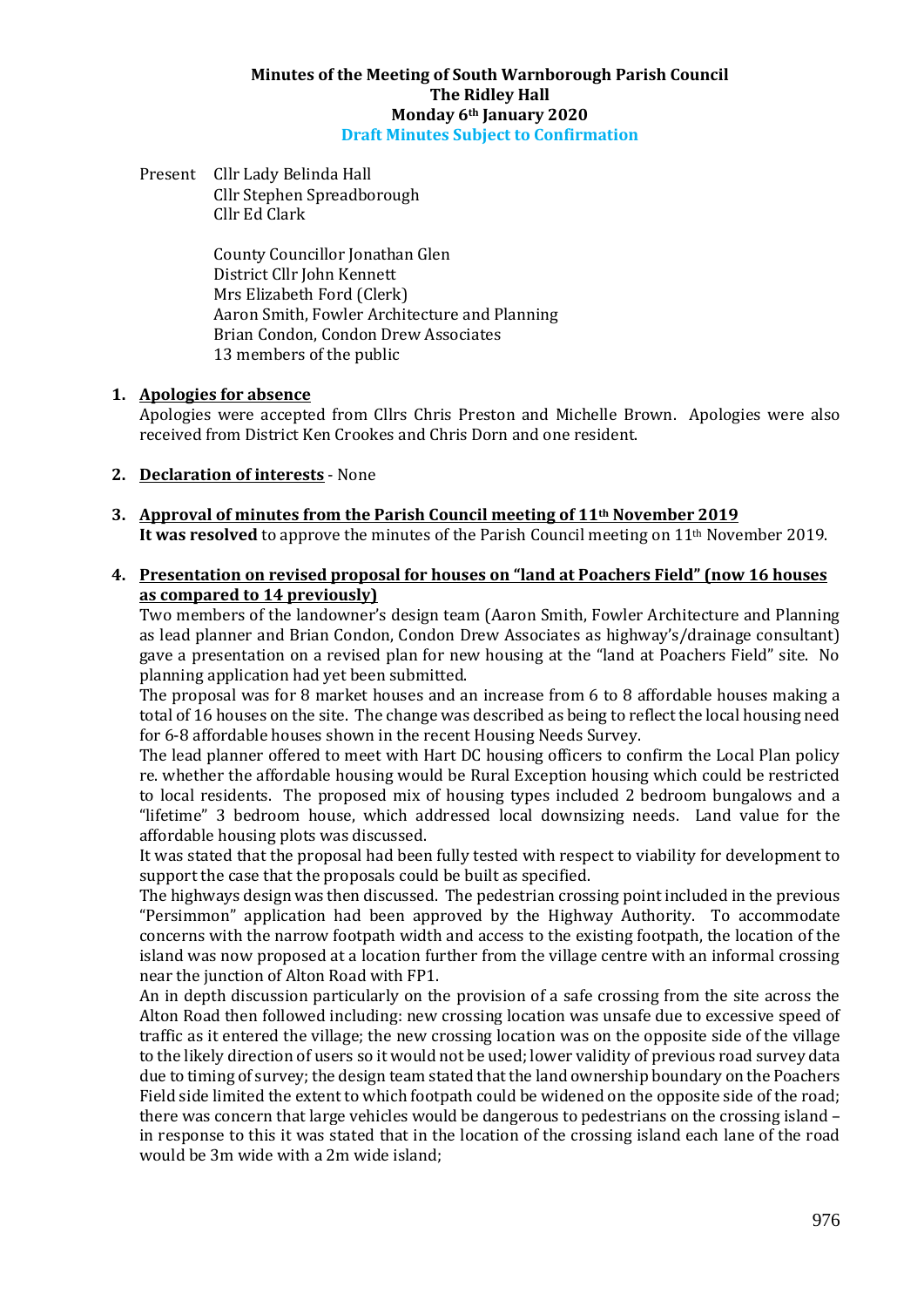**Minutes of the Meeting of South Warnborough Parish Council**
**The Ridley Hall**
**Monday 6th January 2020**
**Draft Minutes Subject to Confirmation**

Present Cllr Lady Belinda Hall
Cllr Stephen Spreadborough
Cllr Ed Clark

County Councillor Jonathan Glen
District Cllr John Kennett
Mrs Elizabeth Ford (Clerk)
Aaron Smith, Fowler Architecture and Planning
Brian Condon, Condon Drew Associates
13 members of the public

1. **Apologies for absence**
Apologies were accepted from Cllrs Chris Preston and Michelle Brown. Apologies were also received from District Ken Crookes and Chris Dorn and one resident.

2. **Declaration of interests** - None

3. **Approval of minutes from the Parish Council meeting of 11th November 2019**
**It was resolved** to approve the minutes of the Parish Council meeting on 11th November 2019.

4. **Presentation on revised proposal for houses on "land at Poachers Field" (now 16 houses as compared to 14 previously)**
Two members of the landowner's design team (Aaron Smith, Fowler Architecture and Planning as lead planner and Brian Condon, Condon Drew Associates as highway's/drainage consultant) gave a presentation on a revised plan for new housing at the "land at Poachers Field" site. No planning application had yet been submitted.
The proposal was for 8 market houses and an increase from 6 to 8 affordable houses making a total of 16 houses on the site. The change was described as being to reflect the local housing need for 6-8 affordable houses shown in the recent Housing Needs Survey.
The lead planner offered to meet with Hart DC housing officers to confirm the Local Plan policy re. whether the affordable housing would be Rural Exception housing which could be restricted to local residents. The proposed mix of housing types included 2 bedroom bungalows and a "lifetime" 3 bedroom house, which addressed local downsizing needs. Land value for the affordable housing plots was discussed.
It was stated that the proposal had been fully tested with respect to viability for development to support the case that the proposals could be built as specified.
The highways design was then discussed. The pedestrian crossing point included in the previous "Persimmon" application had been approved by the Highway Authority. To accommodate concerns with the narrow footpath width and access to the existing footpath, the location of the island was now proposed at a location further from the village centre with an informal crossing near the junction of Alton Road with FP1.
An in depth discussion particularly on the provision of a safe crossing from the site across the Alton Road then followed including: new crossing location was unsafe due to excessive speed of traffic as it entered the village; the new crossing location was on the opposite side of the village to the likely direction of users so it would not be used; lower validity of previous road survey data due to timing of survey; the design team stated that the land ownership boundary on the Poachers Field side limited the extent to which footpath could be widened on the opposite side of the road; there was concern that large vehicles would be dangerous to pedestrians on the crossing island – in response to this it was stated that in the location of the crossing island each lane of the road would be 3m wide with a 2m wide island;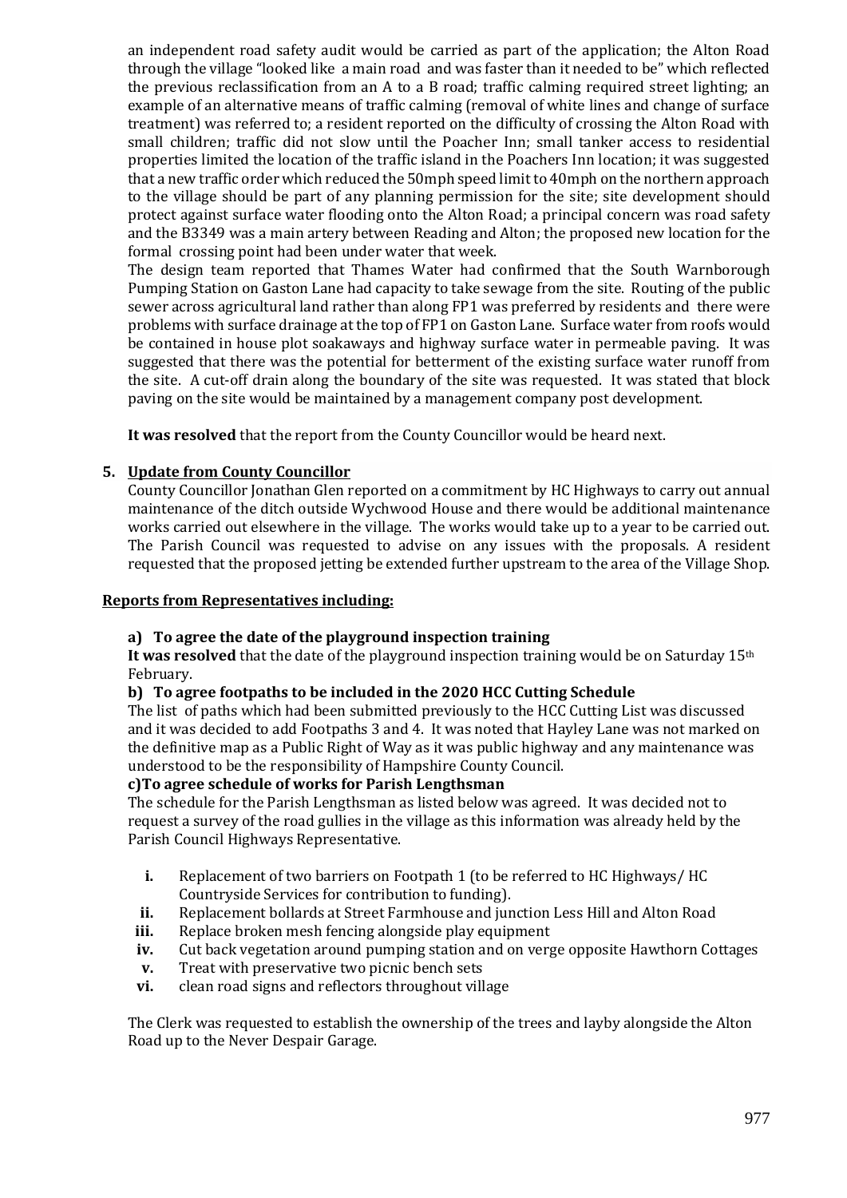an independent road safety audit would be carried as part of the application; the Alton Road through the village "looked like a main road and was faster than it needed to be" which reflected the previous reclassification from an A to a B road; traffic calming required street lighting; an example of an alternative means of traffic calming (removal of white lines and change of surface treatment) was referred to; a resident reported on the difficulty of crossing the Alton Road with small children; traffic did not slow until the Poacher Inn; small tanker access to residential properties limited the location of the traffic island in the Poachers Inn location; it was suggested that a new traffic order which reduced the 50mph speed limit to 40mph on the northern approach to the village should be part of any planning permission for the site; site development should protect against surface water flooding onto the Alton Road; a principal concern was road safety and the B3349 was a main artery between Reading and Alton; the proposed new location for the formal crossing point had been under water that week.

The design team reported that Thames Water had confirmed that the South Warnborough Pumping Station on Gaston Lane had capacity to take sewage from the site. Routing of the public sewer across agricultural land rather than along FP1 was preferred by residents and there were problems with surface drainage at the top of FP1 on Gaston Lane. Surface water from roofs would be contained in house plot soakaways and highway surface water in permeable paving. It was suggested that there was the potential for betterment of the existing surface water runoff from the site. A cut-off drain along the boundary of the site was requested. It was stated that block paving on the site would be maintained by a management company post development.

**It was resolved** that the report from the County Councillor would be heard next.

## 5. Update from County Councillor

County Councillor Jonathan Glen reported on a commitment by HC Highways to carry out annual maintenance of the ditch outside Wychwood House and there would be additional maintenance works carried out elsewhere in the village. The works would take up to a year to be carried out. The Parish Council was requested to advise on any issues with the proposals. A resident requested that the proposed jetting be extended further upstream to the area of the Village Shop.

## Reports from Representatives including:

### a) To agree the date of the playground inspection training

**It was resolved** that the date of the playground inspection training would be on Saturday 15th February.

### b) To agree footpaths to be included in the 2020 HCC Cutting Schedule

The list of paths which had been submitted previously to the HCC Cutting List was discussed and it was decided to add Footpaths 3 and 4. It was noted that Hayley Lane was not marked on the definitive map as a Public Right of Way as it was public highway and any maintenance was understood to be the responsibility of Hampshire County Council.

### c) To agree schedule of works for Parish Lengthsman

The schedule for the Parish Lengthsman as listed below was agreed. It was decided not to request a survey of the road gullies in the village as this information was already held by the Parish Council Highways Representative.

- **i.** Replacement of two barriers on Footpath 1 (to be referred to HC Highways/ HC Countryside Services for contribution to funding).
- **ii.** Replacement bollards at Street Farmhouse and junction Less Hill and Alton Road
- **iii.** Replace broken mesh fencing alongside play equipment
- **iv.** Cut back vegetation around pumping station and on verge opposite Hawthorn Cottages
- **v.** Treat with preservative two picnic bench sets
- **vi.** clean road signs and reflectors throughout village

The Clerk was requested to establish the ownership of the trees and layby alongside the Alton Road up to the Never Despair Garage.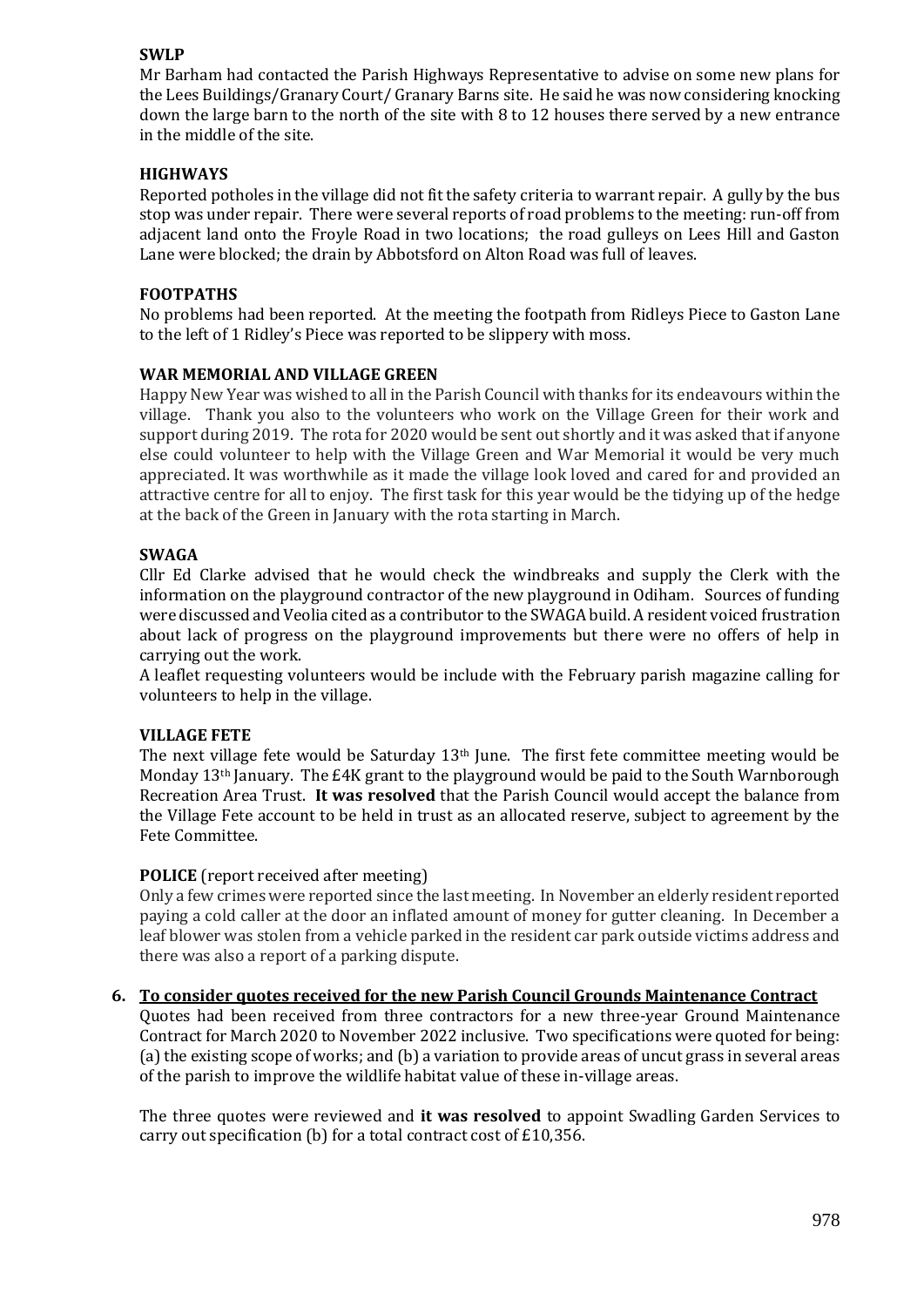**SWLP**

Mr Barham had contacted the Parish Highways Representative to advise on some new plans for the Lees Buildings/Granary Court/ Granary Barns site. He said he was now considering knocking down the large barn to the north of the site with 8 to 12 houses there served by a new entrance in the middle of the site.

**HIGHWAYS**

Reported potholes in the village did not fit the safety criteria to warrant repair. A gully by the bus stop was under repair. There were several reports of road problems to the meeting: run-off from adjacent land onto the Froyle Road in two locations; the road gulleys on Lees Hill and Gaston Lane were blocked; the drain by Abbotsford on Alton Road was full of leaves.

**FOOTPATHS**

No problems had been reported. At the meeting the footpath from Ridleys Piece to Gaston Lane to the left of 1 Ridley's Piece was reported to be slippery with moss.

**WAR MEMORIAL AND VILLAGE GREEN**

Happy New Year was wished to all in the Parish Council with thanks for its endeavours within the village. Thank you also to the volunteers who work on the Village Green for their work and support during 2019. The rota for 2020 would be sent out shortly and it was asked that if anyone else could volunteer to help with the Village Green and War Memorial it would be very much appreciated. It was worthwhile as it made the village look loved and cared for and provided an attractive centre for all to enjoy. The first task for this year would be the tidying up of the hedge at the back of the Green in January with the rota starting in March.

**SWAGA**

Cllr Ed Clarke advised that he would check the windbreaks and supply the Clerk with the information on the playground contractor of the new playground in Odiham. Sources of funding were discussed and Veolia cited as a contributor to the SWAGA build. A resident voiced frustration about lack of progress on the playground improvements but there were no offers of help in carrying out the work.

A leaflet requesting volunteers would be include with the February parish magazine calling for volunteers to help in the village.

**VILLAGE FETE**

The next village fete would be Saturday 13th June. The first fete committee meeting would be Monday 13th January. The £4K grant to the playground would be paid to the South Warnborough Recreation Area Trust. **It was resolved** that the Parish Council would accept the balance from the Village Fete account to be held in trust as an allocated reserve, subject to agreement by the Fete Committee.

**POLICE** (report received after meeting)

Only a few crimes were reported since the last meeting. In November an elderly resident reported paying a cold caller at the door an inflated amount of money for gutter cleaning. In December a leaf blower was stolen from a vehicle parked in the resident car park outside victims address and there was also a report of a parking dispute.

6. **<u>To consider quotes received for the new Parish Council Grounds Maintenance Contract</u>**

Quotes had been received from three contractors for a new three-year Ground Maintenance Contract for March 2020 to November 2022 inclusive. Two specifications were quoted for being: (a) the existing scope of works; and (b) a variation to provide areas of uncut grass in several areas of the parish to improve the wildlife habitat value of these in-village areas.

The three quotes were reviewed and **it was resolved** to appoint Swadling Garden Services to carry out specification (b) for a total contract cost of £10,356.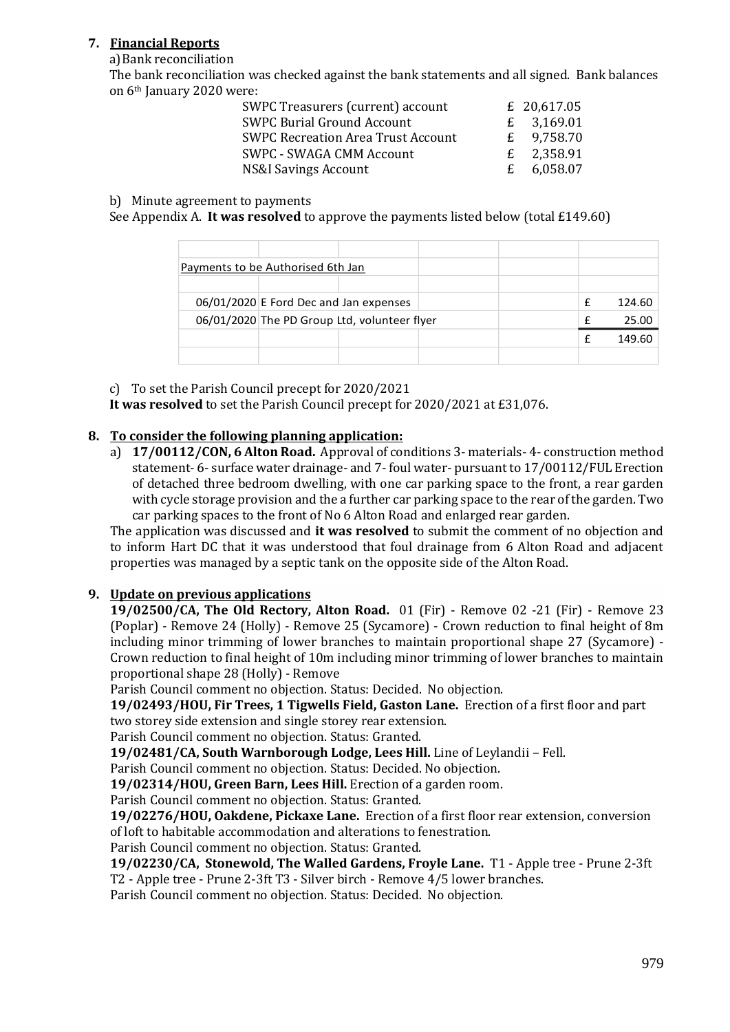7. **Financial Reports**

a) Bank reconciliation

The bank reconciliation was checked against the bank statements and all signed. Bank balances on 6th January 2020 were:

| | | |
|---|---|---|
| SWPC Treasurers (current) account | £ | 20,617.05 |
| SWPC Burial Ground Account | £ | 3,169.01 |
| SWPC Recreation Area Trust Account | £ | 9,758.70 |
| SWPC - SWAGA CMM Account | £ | 2,358.91 |
| NS&I Savings Account | £ | 6,058.07 |

b) Minute agreement to payments

See Appendix A. **It was resolved** to approve the payments listed below (total £149.60)

| | | | |
|---|---|---|---|
| Payments to be Authorised 6th Jan | | | |
| 06/01/2020 | E Ford Dec and Jan expenses | £ | 124.60 |
| 06/01/2020 | The PD Group Ltd, volunteer flyer | £ | 25.00 |
| | | £ | 149.60 |

c) To set the Parish Council precept for 2020/2021

**It was resolved** to set the Parish Council precept for 2020/2021 at £31,076.

8. **To consider the following planning application:**

a) **17/00112/CON, 6 Alton Road.** Approval of conditions 3- materials- 4- construction method statement- 6- surface water drainage- and 7- foul water- pursuant to 17/00112/FUL Erection of detached three bedroom dwelling, with one car parking space to the front, a rear garden with cycle storage provision and the a further car parking space to the rear of the garden. Two car parking spaces to the front of No 6 Alton Road and enlarged rear garden.

The application was discussed and **it was resolved** to submit the comment of no objection and to inform Hart DC that it was understood that foul drainage from 6 Alton Road and adjacent properties was managed by a septic tank on the opposite side of the Alton Road.

9. **Update on previous applications**

**19/02500/CA, The Old Rectory, Alton Road.** 01 (Fir) - Remove 02 -21 (Fir) - Remove 23 (Poplar) - Remove 24 (Holly) - Remove 25 (Sycamore) - Crown reduction to final height of 8m including minor trimming of lower branches to maintain proportional shape 27 (Sycamore) - Crown reduction to final height of 10m including minor trimming of lower branches to maintain proportional shape 28 (Holly) - Remove

Parish Council comment no objection. Status: Decided. No objection.

**19/02493/HOU, Fir Trees, 1 Tigwells Field, Gaston Lane.** Erection of a first floor and part two storey side extension and single storey rear extension.

Parish Council comment no objection. Status: Granted.

**19/02481/CA, South Warnborough Lodge, Lees Hill.** Line of Leylandii – Fell.

Parish Council comment no objection. Status: Decided. No objection.

**19/02314/HOU, Green Barn, Lees Hill.** Erection of a garden room.

Parish Council comment no objection. Status: Granted.

**19/02276/HOU, Oakdene, Pickaxe Lane.** Erection of a first floor rear extension, conversion of loft to habitable accommodation and alterations to fenestration.

Parish Council comment no objection. Status: Granted.

**19/02230/CA, Stonewold, The Walled Gardens, Froyle Lane.** T1 - Apple tree - Prune 2-3ft T2 - Apple tree - Prune 2-3ft T3 - Silver birch - Remove 4/5 lower branches.

Parish Council comment no objection. Status: Decided. No objection.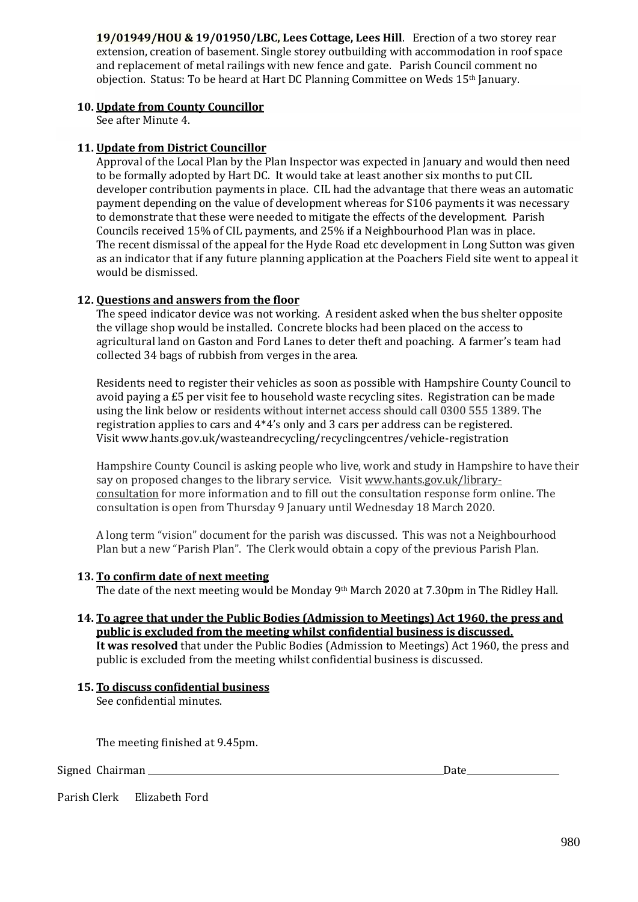**19/01949/HOU & 19/01950/LBC, Lees Cottage, Lees Hill**. Erection of a two storey rear extension, creation of basement. Single storey outbuilding with accommodation in roof space and replacement of metal railings with new fence and gate. Parish Council comment no objection. Status: To be heard at Hart DC Planning Committee on Weds 15th January.

**10. Update from County Councillor**

See after Minute 4.

**11. Update from District Councillor**

Approval of the Local Plan by the Plan Inspector was expected in January and would then need to be formally adopted by Hart DC. It would take at least another six months to put CIL developer contribution payments in place. CIL had the advantage that there weas an automatic payment depending on the value of development whereas for S106 payments it was necessary to demonstrate that these were needed to mitigate the effects of the development. Parish Councils received 15% of CIL payments, and 25% if a Neighbourhood Plan was in place. The recent dismissal of the appeal for the Hyde Road etc development in Long Sutton was given as an indicator that if any future planning application at the Poachers Field site went to appeal it would be dismissed.

**12. Questions and answers from the floor**

The speed indicator device was not working. A resident asked when the bus shelter opposite the village shop would be installed. Concrete blocks had been placed on the access to agricultural land on Gaston and Ford Lanes to deter theft and poaching. A farmer's team had collected 34 bags of rubbish from verges in the area.

Residents need to register their vehicles as soon as possible with Hampshire County Council to avoid paying a £5 per visit fee to household waste recycling sites. Registration can be made using the link below or residents without internet access should call 0300 555 1389. The registration applies to cars and 4*4's only and 3 cars per address can be registered. Visit www.hants.gov.uk/wasteandrecycling/recyclingcentres/vehicle-registration

Hampshire County Council is asking people who live, work and study in Hampshire to have their say on proposed changes to the library service. Visit www.hants.gov.uk/library-consultation for more information and to fill out the consultation response form online. The consultation is open from Thursday 9 January until Wednesday 18 March 2020.

A long term "vision" document for the parish was discussed. This was not a Neighbourhood Plan but a new "Parish Plan". The Clerk would obtain a copy of the previous Parish Plan.

**13. To confirm date of next meeting**

The date of the next meeting would be Monday 9th March 2020 at 7.30pm in The Ridley Hall.

**14. To agree that under the Public Bodies (Admission to Meetings) Act 1960, the press and public is excluded from the meeting whilst confidential business is discussed.**

**It was resolved** that under the Public Bodies (Admission to Meetings) Act 1960, the press and public is excluded from the meeting whilst confidential business is discussed.

**15. To discuss confidential business**

See confidential minutes.

The meeting finished at 9.45pm.

Signed Chairman ______________________________ Date ______________

Parish Clerk Elizabeth Ford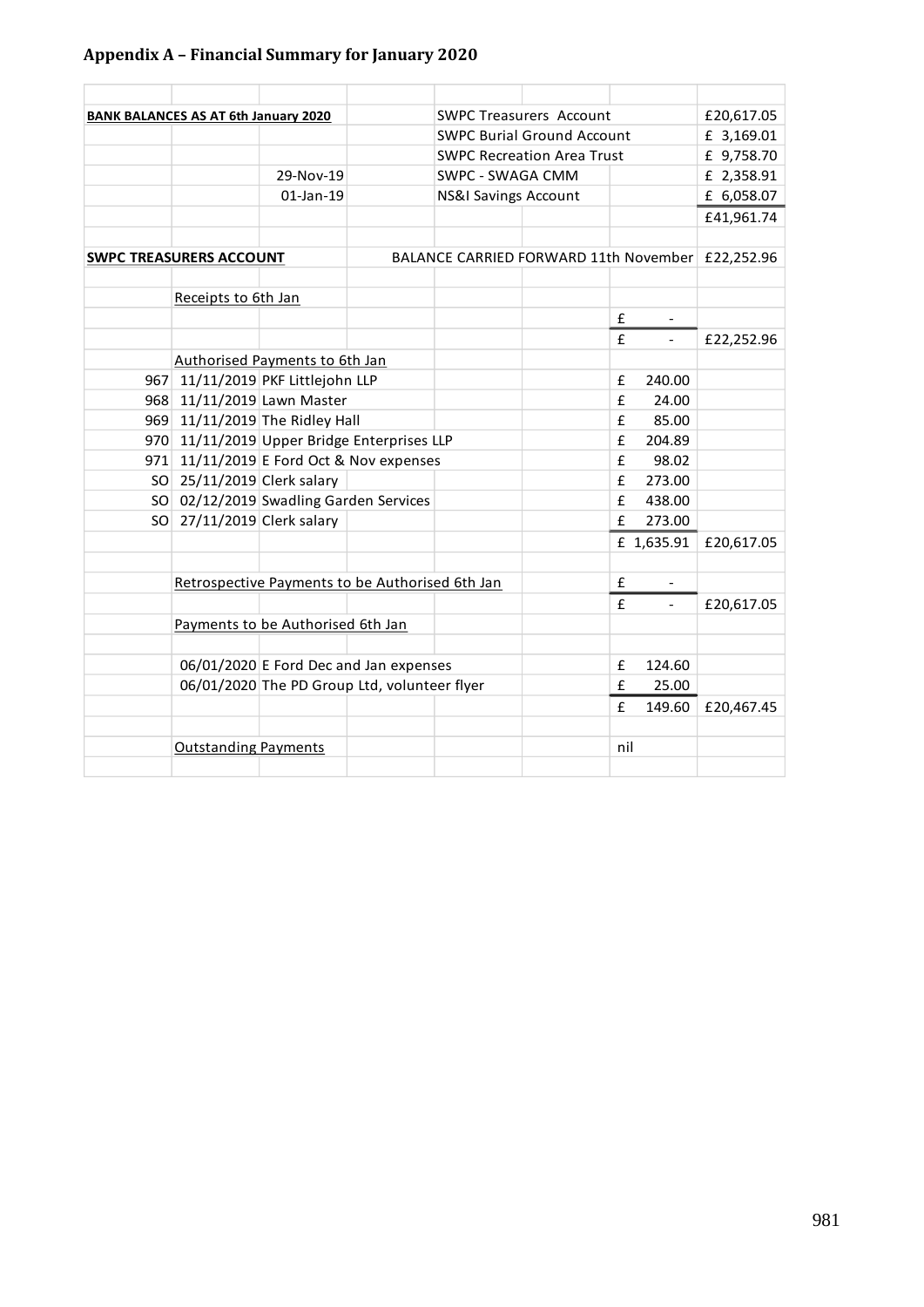## Appendix A – Financial Summary for January 2020

| | | | | | | | |
|---|---|---|---|---|---|---|---|
| **BANK BALANCES AS AT 6th January 2020** | | | | SWPC Treasurers Account | | | £20,617.05 |
| | | | | SWPC Burial Ground Account | | | £ 3,169.01 |
| | | | | SWPC Recreation Area Trust | | | £ 9,758.70 |
| | | 29-Nov-19 | | SWPC - SWAGA CMM | | | £ 2,358.91 |
| | | 01-Jan-19 | | NS&I Savings Account | | | £ 6,058.07 |
| | | | | | | | £41,961.74 |
| | | | | | | | |
| **SWPC TREASURERS ACCOUNT** | | | BALANCE CARRIED FORWARD 11th November | | | | £22,252.96 |
| | | | | | | | |
| | Receipts to 6th Jan | | | | | | |
| | | | | | | £ - | |
| | | | | | | £ - | £22,252.96 |
| | Authorised Payments to 6th Jan | | | | | | |
| 967 | 11/11/2019 | PKF Littlejohn LLP | | | | £ 240.00 | |
| 968 | 11/11/2019 | Lawn Master | | | | £ 24.00 | |
| 969 | 11/11/2019 | The Ridley Hall | | | | £ 85.00 | |
| 970 | 11/11/2019 | Upper Bridge Enterprises LLP | | | | £ 204.89 | |
| 971 | 11/11/2019 | E Ford Oct & Nov expenses | | | | £ 98.02 | |
| SO | 25/11/2019 | Clerk salary | | | | £ 273.00 | |
| SO | 02/12/2019 | Swadling Garden Services | | | | £ 438.00 | |
| SO | 27/11/2019 | Clerk salary | | | | £ 273.00 | |
| | | | | | | £ 1,635.91 | £20,617.05 |
| | | | | | | | |
| | Retrospective Payments to be Authorised 6th Jan | | | | | £ - | |
| | | | | | | £ - | £20,617.05 |
| | Payments to be Authorised 6th Jan | | | | | | |
| | | | | | | | |
| | 06/01/2020 | E Ford Dec and Jan expenses | | | | £ 124.60 | |
| | 06/01/2020 | The PD Group Ltd, volunteer flyer | | | | £ 25.00 | |
| | | | | | | £ 149.60 | £20,467.45 |
| | | | | | | | |
| | Outstanding Payments | | | | | nil | |